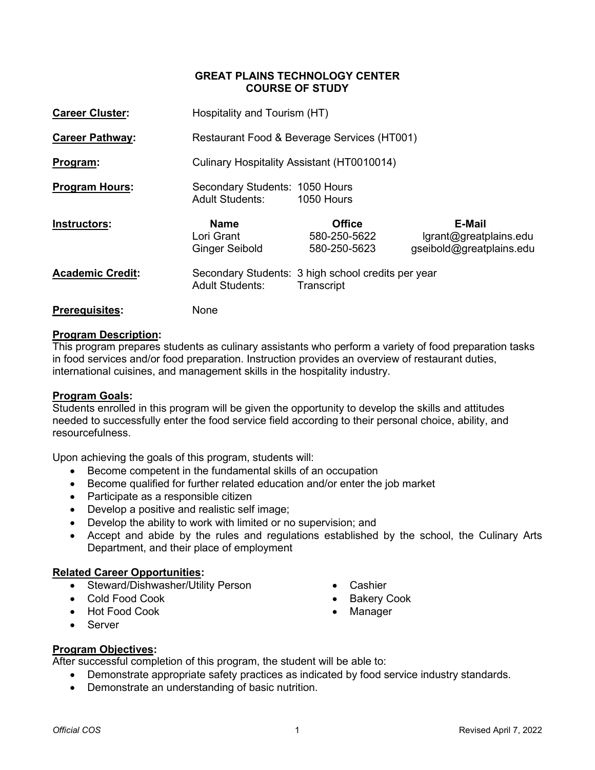# GREAT PLAINS TECHNOLOGY CENTER
## COURSE OF STUDY

**Career Cluster:** Hospitality and Tourism (HT)

**Career Pathway:** Restaurant Food & Beverage Services (HT001)

**Program:** Culinary Hospitality Assistant (HT0010014)

**Program Hours:**
Secondary Students: 1050 Hours
Adult Students: 1050 Hours

**Instructors:**

| Name | Office | E-Mail |
| --- | --- | --- |
| Lori Grant | 580-250-5622 | lgrant@greatplains.edu |
| Ginger Seibold | 580-250-5623 | gseibold@greatplains.edu |

**Academic Credit:**
Secondary Students: 3 high school credits per year
Adult Students: Transcript

**Prerequisites:** None

**Program Description:**
This program prepares students as culinary assistants who perform a variety of food preparation tasks in food services and/or food preparation. Instruction provides an overview of restaurant duties, international cuisines, and management skills in the hospitality industry.

**Program Goals:**
Students enrolled in this program will be given the opportunity to develop the skills and attitudes needed to successfully enter the food service field according to their personal choice, ability, and resourcefulness.

Upon achieving the goals of this program, students will:

- Become competent in the fundamental skills of an occupation
- Become qualified for further related education and/or enter the job market
- Participate as a responsible citizen
- Develop a positive and realistic self image;
- Develop the ability to work with limited or no supervision; and
- Accept and abide by the rules and regulations established by the school, the Culinary Arts Department, and their place of employment

**Related Career Opportunities:**

- Steward/Dishwasher/Utility Person
- Cold Food Cook
- Hot Food Cook
- Server
- Cashier
- Bakery Cook
- Manager

**Program Objectives:**
After successful completion of this program, the student will be able to:

- Demonstrate appropriate safety practices as indicated by food service industry standards.
- Demonstrate an understanding of basic nutrition.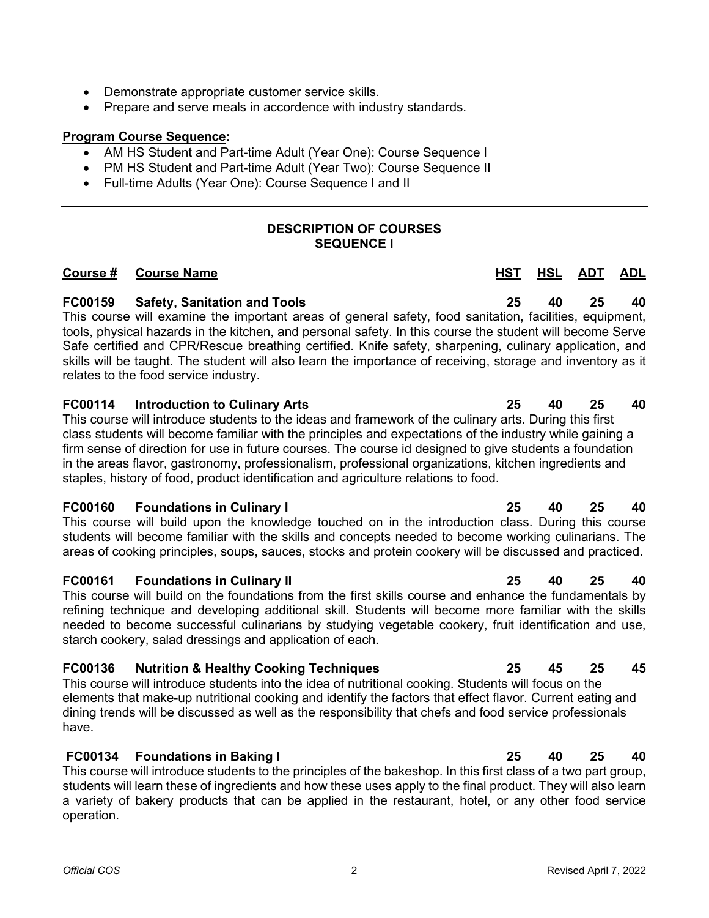- Demonstrate appropriate customer service skills.
- Prepare and serve meals in accordence with industry standards.

**Program Course Sequence:**

- AM HS Student and Part-time Adult (Year One): Course Sequence I
- PM HS Student and Part-time Adult (Year Two): Course Sequence II
- Full-time Adults (Year One): Course Sequence I and II

---

## DESCRIPTION OF COURSES
## SEQUENCE I

| Course # | Course Name | HST | HSL | ADT | ADL |
|---|---|---|---|---|---|
| **FC00159** | **Safety, Sanitation and Tools** | **25** | **40** | **25** | **40** |

This course will examine the important areas of general safety, food sanitation, facilities, equipment, tools, physical hazards in the kitchen, and personal safety. In this course the student will become Serve Safe certified and CPR/Rescue breathing certified. Knife safety, sharpening, culinary application, and skills will be taught. The student will also learn the importance of receiving, storage and inventory as it relates to the food service industry.

| Course # | Course Name | HST | HSL | ADT | ADL |
|---|---|---|---|---|---|
| **FC00114** | **Introduction to Culinary Arts** | **25** | **40** | **25** | **40** |

This course will introduce students to the ideas and framework of the culinary arts. During this first class students will become familiar with the principles and expectations of the industry while gaining a firm sense of direction for use in future courses. The course id designed to give students a foundation in the areas flavor, gastronomy, professionalism, professional organizations, kitchen ingredients and staples, history of food, product identification and agriculture relations to food.

| Course # | Course Name | HST | HSL | ADT | ADL |
|---|---|---|---|---|---|
| **FC00160** | **Foundations in Culinary I** | **25** | **40** | **25** | **40** |

This course will build upon the knowledge touched on in the introduction class. During this course students will become familiar with the skills and concepts needed to become working culinarians. The areas of cooking principles, soups, sauces, stocks and protein cookery will be discussed and practiced.

| Course # | Course Name | HST | HSL | ADT | ADL |
|---|---|---|---|---|---|
| **FC00161** | **Foundations in Culinary II** | **25** | **40** | **25** | **40** |

This course will build on the foundations from the first skills course and enhance the fundamentals by refining technique and developing additional skill. Students will become more familiar with the skills needed to become successful culinarians by studying vegetable cookery, fruit identification and use, starch cookery, salad dressings and application of each.

| Course # | Course Name | HST | HSL | ADT | ADL |
|---|---|---|---|---|---|
| **FC00136** | **Nutrition & Healthy Cooking Techniques** | **25** | **45** | **25** | **45** |

This course will introduce students into the idea of nutritional cooking. Students will focus on the elements that make-up nutritional cooking and identify the factors that effect flavor. Current eating and dining trends will be discussed as well as the responsibility that chefs and food service professionals have.

| Course # | Course Name | HST | HSL | ADT | ADL |
|---|---|---|---|---|---|
| **FC00134** | **Foundations in Baking I** | **25** | **40** | **25** | **40** |

This course will introduce students to the principles of the bakeshop. In this first class of a two part group, students will learn these of ingredients and how these uses apply to the final product. They will also learn a variety of bakery products that can be applied in the restaurant, hotel, or any other food service operation.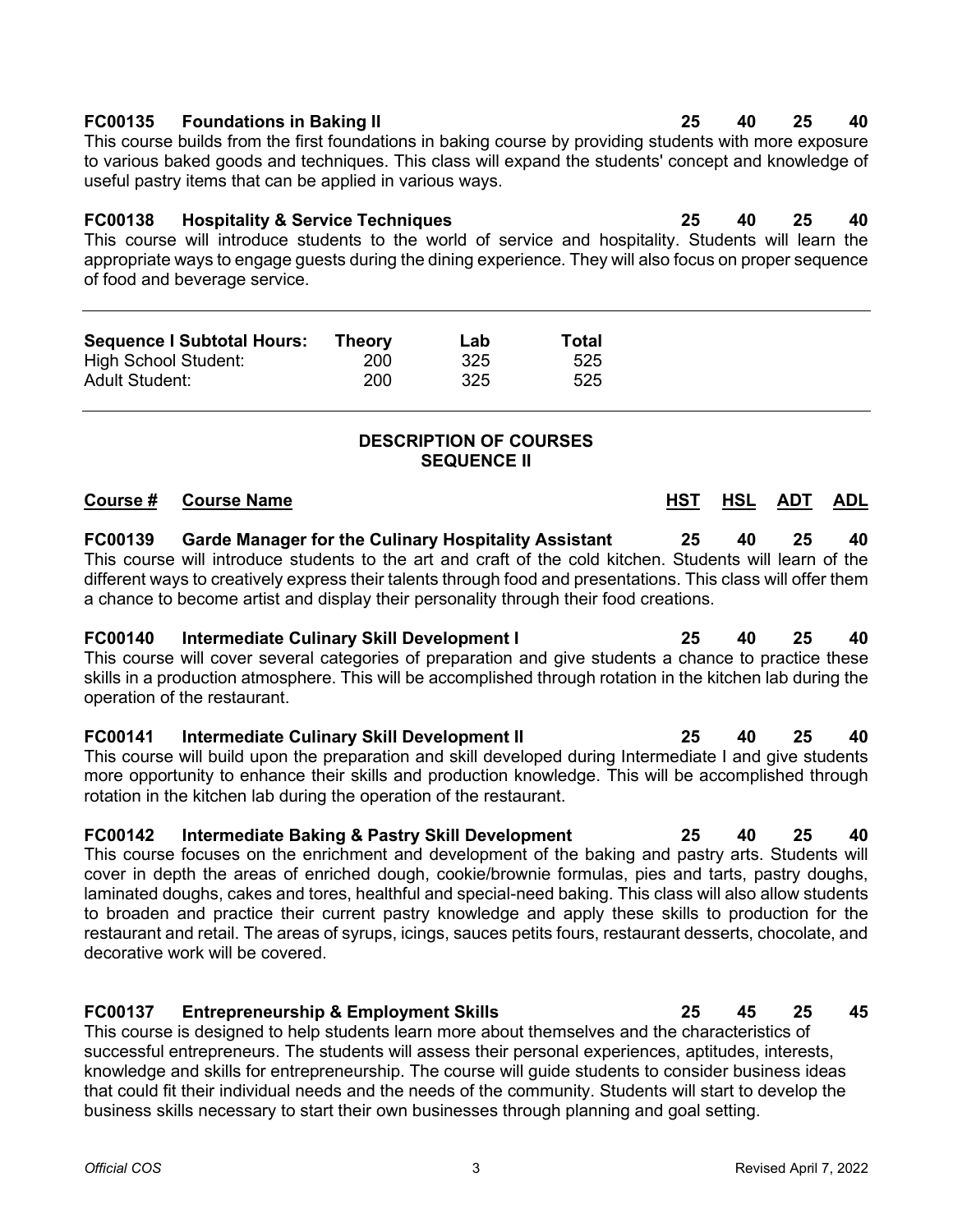**FC00135 Foundations in Baking II** 25 40 25 40

This course builds from the first foundations in baking course by providing students with more exposure to various baked goods and techniques. This class will expand the students' concept and knowledge of useful pastry items that can be applied in various ways.

**FC00138 Hospitality & Service Techniques** 25 40 25 40

This course will introduce students to the world of service and hospitality. Students will learn the appropriate ways to engage guests during the dining experience. They will also focus on proper sequence of food and beverage service.

---

| Sequence I Subtotal Hours: | Theory | Lab | Total |
|---|---|---|---|
| High School Student: | 200 | 325 | 525 |
| Adult Student: | 200 | 325 | 525 |

---

## DESCRIPTION OF COURSES
## SEQUENCE II

| Course # | Course Name | HST | HSL | ADT | ADL |
|---|---|---|---|---|---|

**FC00139 Garde Manager for the Culinary Hospitality Assistant** 25 40 25 40

This course will introduce students to the art and craft of the cold kitchen. Students will learn of the different ways to creatively express their talents through food and presentations. This class will offer them a chance to become artist and display their personality through their food creations.

**FC00140 Intermediate Culinary Skill Development I** 25 40 25 40

This course will cover several categories of preparation and give students a chance to practice these skills in a production atmosphere. This will be accomplished through rotation in the kitchen lab during the operation of the restaurant.

**FC00141 Intermediate Culinary Skill Development II** 25 40 25 40

This course will build upon the preparation and skill developed during Intermediate I and give students more opportunity to enhance their skills and production knowledge. This will be accomplished through rotation in the kitchen lab during the operation of the restaurant.

**FC00142 Intermediate Baking & Pastry Skill Development** 25 40 25 40

This course focuses on the enrichment and development of the baking and pastry arts. Students will cover in depth the areas of enriched dough, cookie/brownie formulas, pies and tarts, pastry doughs, laminated doughs, cakes and tores, healthful and special-need baking. This class will also allow students to broaden and practice their current pastry knowledge and apply these skills to production for the restaurant and retail. The areas of syrups, icings, sauces petits fours, restaurant desserts, chocolate, and decorative work will be covered.

**FC00137 Entrepreneurship & Employment Skills** 25 45 25 45

This course is designed to help students learn more about themselves and the characteristics of successful entrepreneurs. The students will assess their personal experiences, aptitudes, interests, knowledge and skills for entrepreneurship. The course will guide students to consider business ideas that could fit their individual needs and the needs of the community. Students will start to develop the business skills necessary to start their own businesses through planning and goal setting.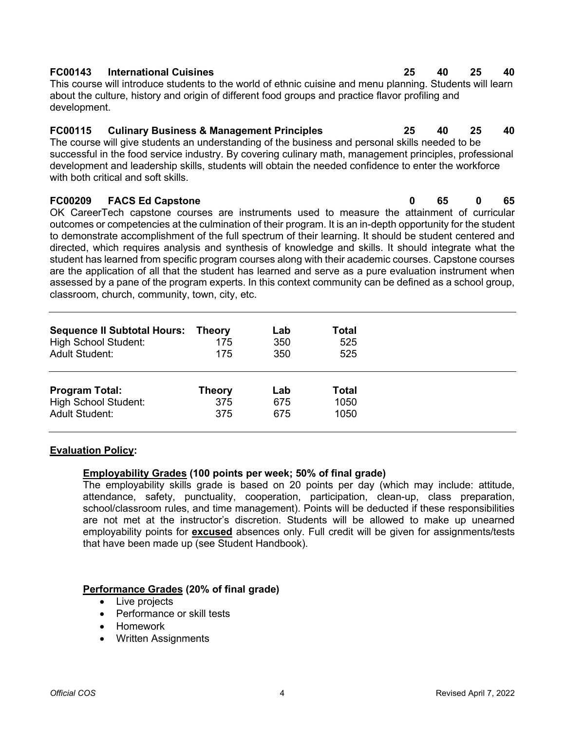**FC00143 International Cuisines** **25 40 25 40**

This course will introduce students to the world of ethnic cuisine and menu planning. Students will learn about the culture, history and origin of different food groups and practice flavor profiling and development.

**FC00115 Culinary Business & Management Principles** **25 40 25 40**

The course will give students an understanding of the business and personal skills needed to be successful in the food service industry. By covering culinary math, management principles, professional development and leadership skills, students will obtain the needed confidence to enter the workforce with both critical and soft skills.

**FC00209 FACS Ed Capstone** **0 65 0 65**

OK CareerTech capstone courses are instruments used to measure the attainment of curricular outcomes or competencies at the culmination of their program. It is an in-depth opportunity for the student to demonstrate accomplishment of the full spectrum of their learning. It should be student centered and directed, which requires analysis and synthesis of knowledge and skills. It should integrate what the student has learned from specific program courses along with their academic courses. Capstone courses are the application of all that the student has learned and serve as a pure evaluation instrument when assessed by a pane of the program experts. In this context community can be defined as a school group, classroom, church, community, town, city, etc.

| **Sequence II Subtotal Hours:** | **Theory** | **Lab** | **Total** |
|---|---|---|---|
| High School Student: | 175 | 350 | 525 |
| Adult Student: | 175 | 350 | 525 |

| **Program Total:** | **Theory** | **Lab** | **Total** |
|---|---|---|---|
| High School Student: | 375 | 675 | 1050 |
| Adult Student: | 375 | 675 | 1050 |

## Evaluation Policy:

### Employability Grades (100 points per week; 50% of final grade)

The employability skills grade is based on 20 points per day (which may include: attitude, attendance, safety, punctuality, cooperation, participation, clean-up, class preparation, school/classroom rules, and time management). Points will be deducted if these responsibilities are not met at the instructor's discretion. Students will be allowed to make up unearned employability points for **excused** absences only. Full credit will be given for assignments/tests that have been made up (see Student Handbook).

### Performance Grades (20% of final grade)

- Live projects
- Performance or skill tests
- Homework
- Written Assignments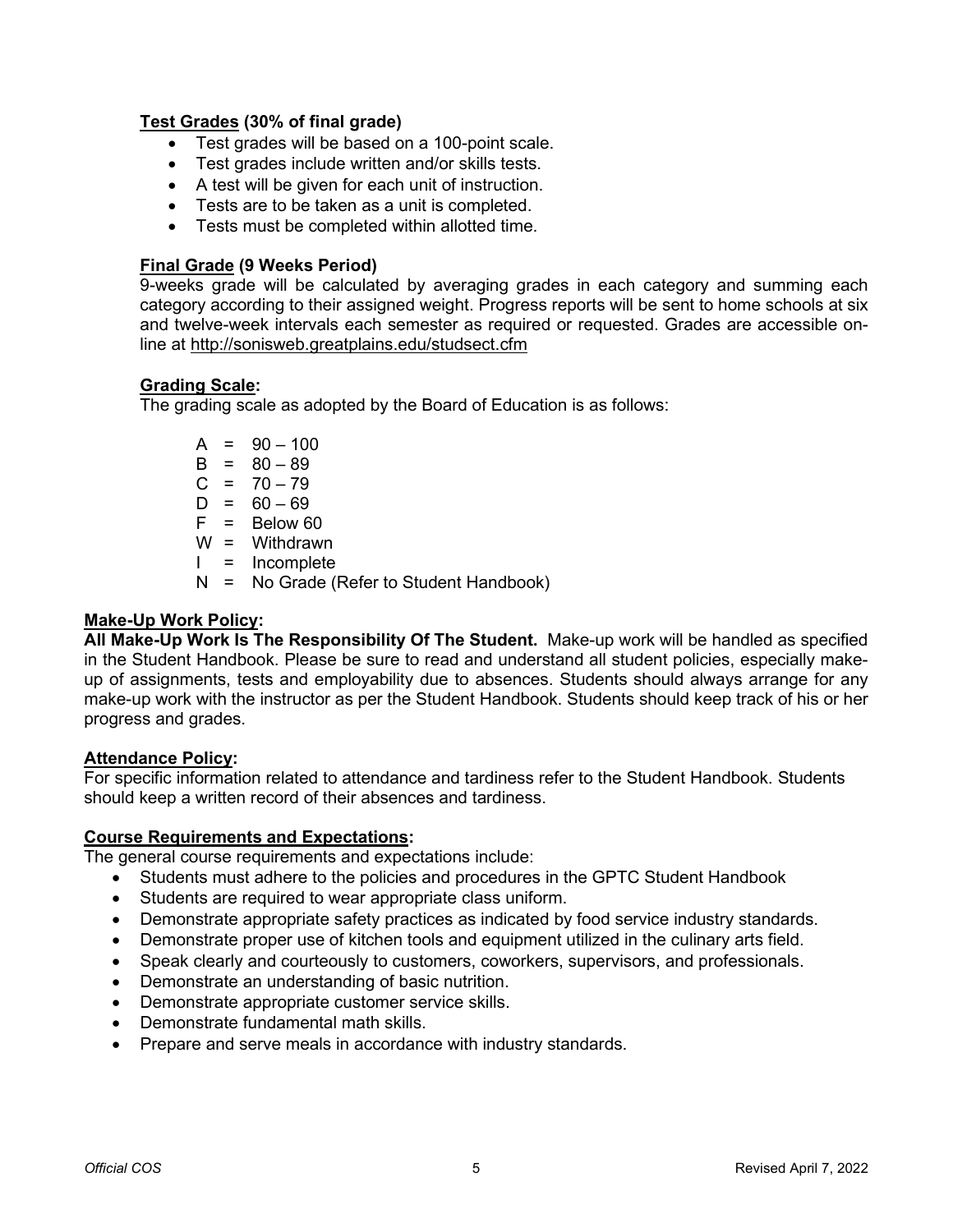### **Test Grades (30% of final grade)**

- Test grades will be based on a 100-point scale.
- Test grades include written and/or skills tests.
- A test will be given for each unit of instruction.
- Tests are to be taken as a unit is completed.
- Tests must be completed within allotted time.

### **Final Grade (9 Weeks Period)**

9-weeks grade will be calculated by averaging grades in each category and summing each category according to their assigned weight. Progress reports will be sent to home schools at six and twelve-week intervals each semester as required or requested. Grades are accessible on-line at http://sonisweb.greatplains.edu/studsect.cfm

### **Grading Scale:**

The grading scale as adopted by the Board of Education is as follows:

A = 90 – 100
B = 80 – 89
C = 70 – 79
D = 60 – 69
F = Below 60
W = Withdrawn
I = Incomplete
N = No Grade (Refer to Student Handbook)

## **Make-Up Work Policy:**

**All Make-Up Work Is The Responsibility Of The Student.** Make-up work will be handled as specified in the Student Handbook. Please be sure to read and understand all student policies, especially make-up of assignments, tests and employability due to absences. Students should always arrange for any make-up work with the instructor as per the Student Handbook. Students should keep track of his or her progress and grades.

## **Attendance Policy:**

For specific information related to attendance and tardiness refer to the Student Handbook. Students should keep a written record of their absences and tardiness.

## **Course Requirements and Expectations:**

The general course requirements and expectations include:

- Students must adhere to the policies and procedures in the GPTC Student Handbook
- Students are required to wear appropriate class uniform.
- Demonstrate appropriate safety practices as indicated by food service industry standards.
- Demonstrate proper use of kitchen tools and equipment utilized in the culinary arts field.
- Speak clearly and courteously to customers, coworkers, supervisors, and professionals.
- Demonstrate an understanding of basic nutrition.
- Demonstrate appropriate customer service skills.
- Demonstrate fundamental math skills.
- Prepare and serve meals in accordance with industry standards.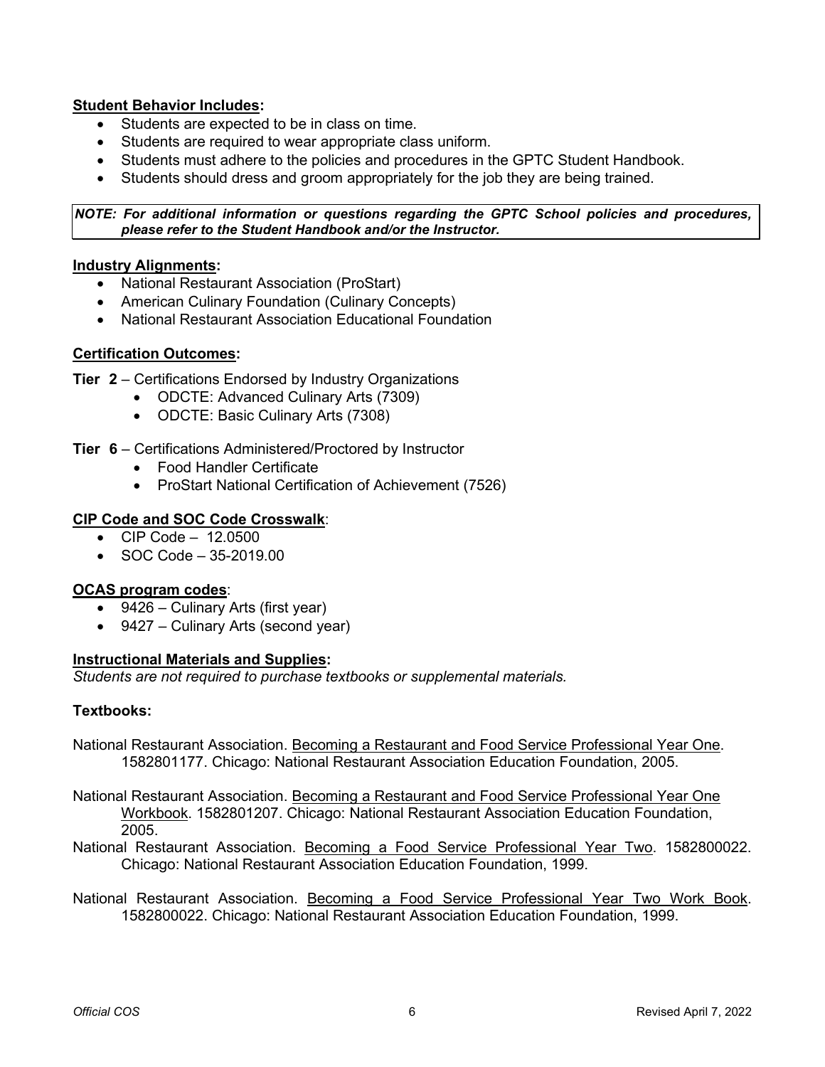**Student Behavior Includes:**

- Students are expected to be in class on time.
- Students are required to wear appropriate class uniform.
- Students must adhere to the policies and procedures in the GPTC Student Handbook.
- Students should dress and groom appropriately for the job they are being trained.

***NOTE: For additional information or questions regarding the GPTC School policies and procedures, please refer to the Student Handbook and/or the Instructor.***

**Industry Alignments:**

- National Restaurant Association (ProStart)
- American Culinary Foundation (Culinary Concepts)
- National Restaurant Association Educational Foundation

**Certification Outcomes:**

**Tier 2** – Certifications Endorsed by Industry Organizations

- ODCTE: Advanced Culinary Arts (7309)
- ODCTE: Basic Culinary Arts (7308)

**Tier 6** – Certifications Administered/Proctored by Instructor

- Food Handler Certificate
- ProStart National Certification of Achievement (7526)

**CIP Code and SOC Code Crosswalk**:

- CIP Code – 12.0500
- SOC Code – 35-2019.00

**OCAS program codes**:

- 9426 – Culinary Arts (first year)
- 9427 – Culinary Arts (second year)

**Instructional Materials and Supplies:**

*Students are not required to purchase textbooks or supplemental materials.*

**Textbooks:**

National Restaurant Association. Becoming a Restaurant and Food Service Professional Year One. 1582801177. Chicago: National Restaurant Association Education Foundation, 2005.

National Restaurant Association. Becoming a Restaurant and Food Service Professional Year One Workbook. 1582801207. Chicago: National Restaurant Association Education Foundation, 2005.

National Restaurant Association. Becoming a Food Service Professional Year Two. 1582800022. Chicago: National Restaurant Association Education Foundation, 1999.

National Restaurant Association. Becoming a Food Service Professional Year Two Work Book. 1582800022. Chicago: National Restaurant Association Education Foundation, 1999.